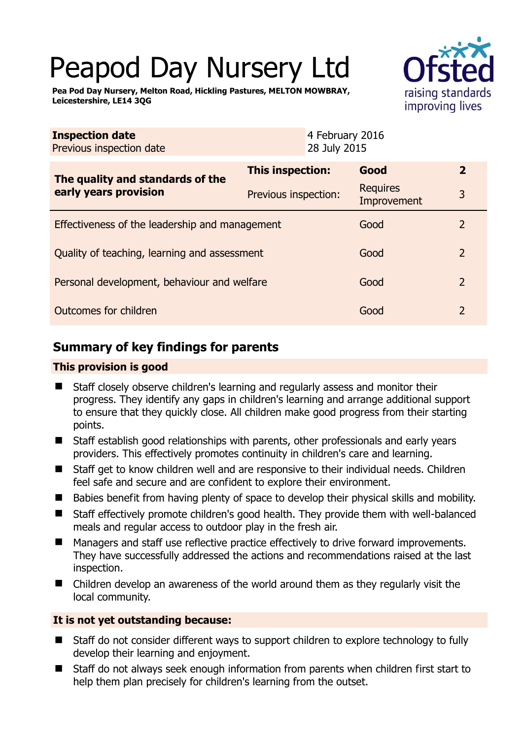# Peapod Day Nursery Ltd

**Pea Pod Day Nursery, Melton Road, Hickling Pastures, MELTON MOWBRAY, Leicestershire, LE14 3QG**

| | |
|---|---|
| **Inspection date** | 4 February 2016 |
| Previous inspection date | 28 July 2015 |

| | | | |
|---|---|---|---|
| **The quality and standards of the early years provision** | **This inspection:** | **Good** | **2** |
| | Previous inspection: | Requires Improvement | 3 |
| Effectiveness of the leadership and management | | Good | 2 |
| Quality of teaching, learning and assessment | | Good | 2 |
| Personal development, behaviour and welfare | | Good | 2 |
| Outcomes for children | | Good | 2 |

## Summary of key findings for parents

### This provision is good

- Staff closely observe children's learning and regularly assess and monitor their progress. They identify any gaps in children's learning and arrange additional support to ensure that they quickly close. All children make good progress from their starting points.
- Staff establish good relationships with parents, other professionals and early years providers. This effectively promotes continuity in children's care and learning.
- Staff get to know children well and are responsive to their individual needs. Children feel safe and secure and are confident to explore their environment.
- Babies benefit from having plenty of space to develop their physical skills and mobility.
- Staff effectively promote children's good health. They provide them with well-balanced meals and regular access to outdoor play in the fresh air.
- Managers and staff use reflective practice effectively to drive forward improvements. They have successfully addressed the actions and recommendations raised at the last inspection.
- Children develop an awareness of the world around them as they regularly visit the local community.

### It is not yet outstanding because:

- Staff do not consider different ways to support children to explore technology to fully develop their learning and enjoyment.
- Staff do not always seek enough information from parents when children first start to help them plan precisely for children's learning from the outset.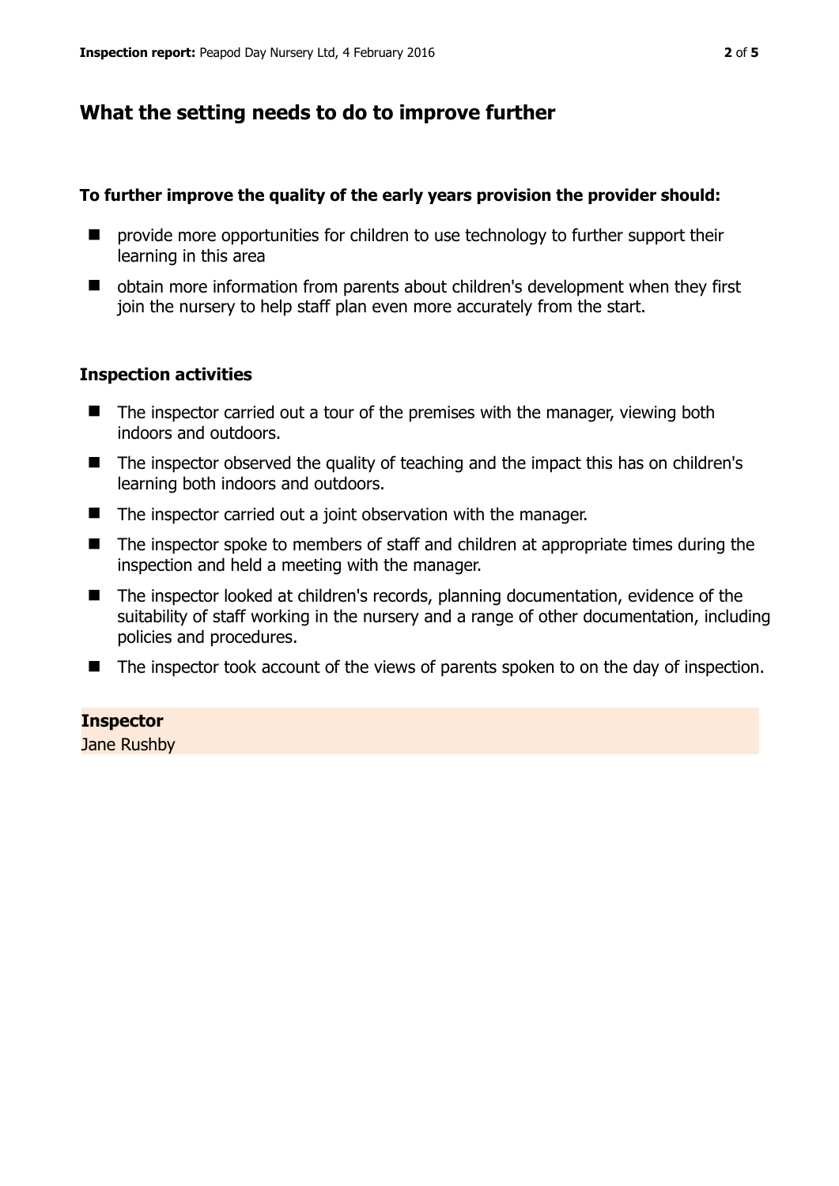## What the setting needs to do to improve further

**To further improve the quality of the early years provision the provider should:**

- provide more opportunities for children to use technology to further support their learning in this area
- obtain more information from parents about children's development when they first join the nursery to help staff plan even more accurately from the start.

### Inspection activities

- The inspector carried out a tour of the premises with the manager, viewing both indoors and outdoors.
- The inspector observed the quality of teaching and the impact this has on children's learning both indoors and outdoors.
- The inspector carried out a joint observation with the manager.
- The inspector spoke to members of staff and children at appropriate times during the inspection and held a meeting with the manager.
- The inspector looked at children's records, planning documentation, evidence of the suitability of staff working in the nursery and a range of other documentation, including policies and procedures.
- The inspector took account of the views of parents spoken to on the day of inspection.

**Inspector**
Jane Rushby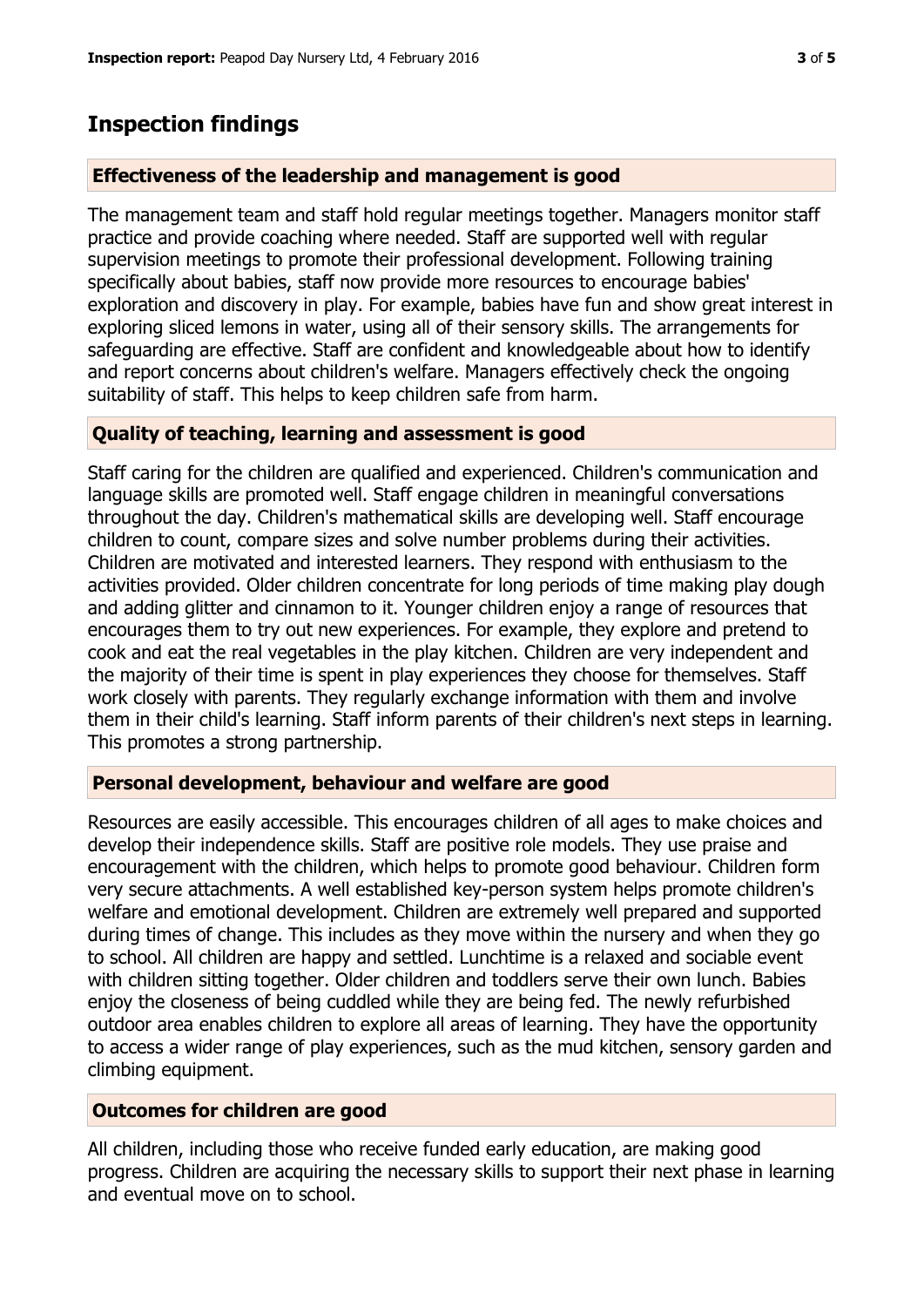## Inspection findings

### Effectiveness of the leadership and management is good

The management team and staff hold regular meetings together. Managers monitor staff practice and provide coaching where needed. Staff are supported well with regular supervision meetings to promote their professional development. Following training specifically about babies, staff now provide more resources to encourage babies' exploration and discovery in play. For example, babies have fun and show great interest in exploring sliced lemons in water, using all of their sensory skills. The arrangements for safeguarding are effective. Staff are confident and knowledgeable about how to identify and report concerns about children's welfare. Managers effectively check the ongoing suitability of staff. This helps to keep children safe from harm.

### Quality of teaching, learning and assessment is good

Staff caring for the children are qualified and experienced. Children's communication and language skills are promoted well. Staff engage children in meaningful conversations throughout the day. Children's mathematical skills are developing well. Staff encourage children to count, compare sizes and solve number problems during their activities. Children are motivated and interested learners. They respond with enthusiasm to the activities provided. Older children concentrate for long periods of time making play dough and adding glitter and cinnamon to it. Younger children enjoy a range of resources that encourages them to try out new experiences. For example, they explore and pretend to cook and eat the real vegetables in the play kitchen. Children are very independent and the majority of their time is spent in play experiences they choose for themselves. Staff work closely with parents. They regularly exchange information with them and involve them in their child's learning. Staff inform parents of their children's next steps in learning. This promotes a strong partnership.

### Personal development, behaviour and welfare are good

Resources are easily accessible. This encourages children of all ages to make choices and develop their independence skills. Staff are positive role models. They use praise and encouragement with the children, which helps to promote good behaviour. Children form very secure attachments. A well established key-person system helps promote children's welfare and emotional development. Children are extremely well prepared and supported during times of change. This includes as they move within the nursery and when they go to school. All children are happy and settled. Lunchtime is a relaxed and sociable event with children sitting together. Older children and toddlers serve their own lunch. Babies enjoy the closeness of being cuddled while they are being fed. The newly refurbished outdoor area enables children to explore all areas of learning. They have the opportunity to access a wider range of play experiences, such as the mud kitchen, sensory garden and climbing equipment.

### Outcomes for children are good

All children, including those who receive funded early education, are making good progress. Children are acquiring the necessary skills to support their next phase in learning and eventual move on to school.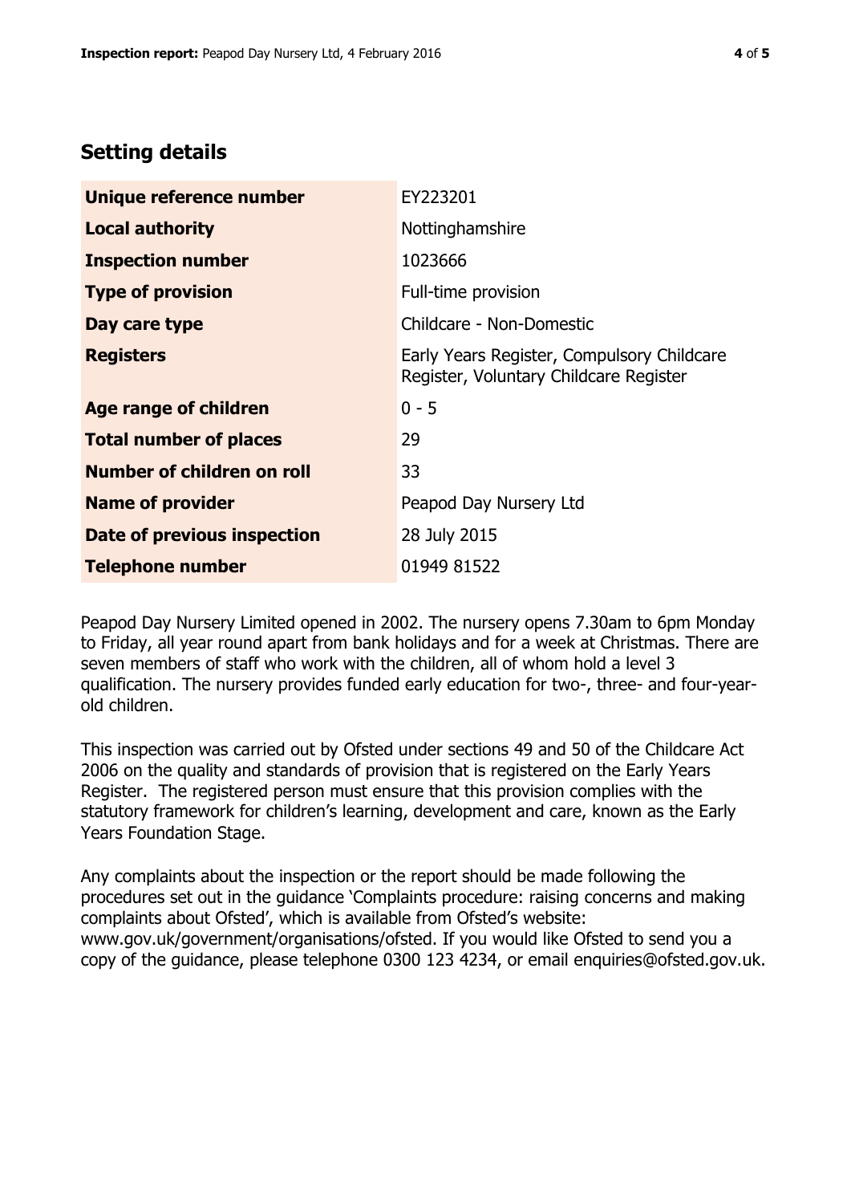## Setting details

| | |
|---|---|
| **Unique reference number** | EY223201 |
| **Local authority** | Nottinghamshire |
| **Inspection number** | 1023666 |
| **Type of provision** | Full-time provision |
| **Day care type** | Childcare - Non-Domestic |
| **Registers** | Early Years Register, Compulsory Childcare Register, Voluntary Childcare Register |
| **Age range of children** | 0 - 5 |
| **Total number of places** | 29 |
| **Number of children on roll** | 33 |
| **Name of provider** | Peapod Day Nursery Ltd |
| **Date of previous inspection** | 28 July 2015 |
| **Telephone number** | 01949 81522 |

Peapod Day Nursery Limited opened in 2002. The nursery opens 7.30am to 6pm Monday to Friday, all year round apart from bank holidays and for a week at Christmas. There are seven members of staff who work with the children, all of whom hold a level 3 qualification. The nursery provides funded early education for two-, three- and four-year-old children.

This inspection was carried out by Ofsted under sections 49 and 50 of the Childcare Act 2006 on the quality and standards of provision that is registered on the Early Years Register. The registered person must ensure that this provision complies with the statutory framework for children's learning, development and care, known as the Early Years Foundation Stage.

Any complaints about the inspection or the report should be made following the procedures set out in the guidance 'Complaints procedure: raising concerns and making complaints about Ofsted', which is available from Ofsted's website: www.gov.uk/government/organisations/ofsted. If you would like Ofsted to send you a copy of the guidance, please telephone 0300 123 4234, or email enquiries@ofsted.gov.uk.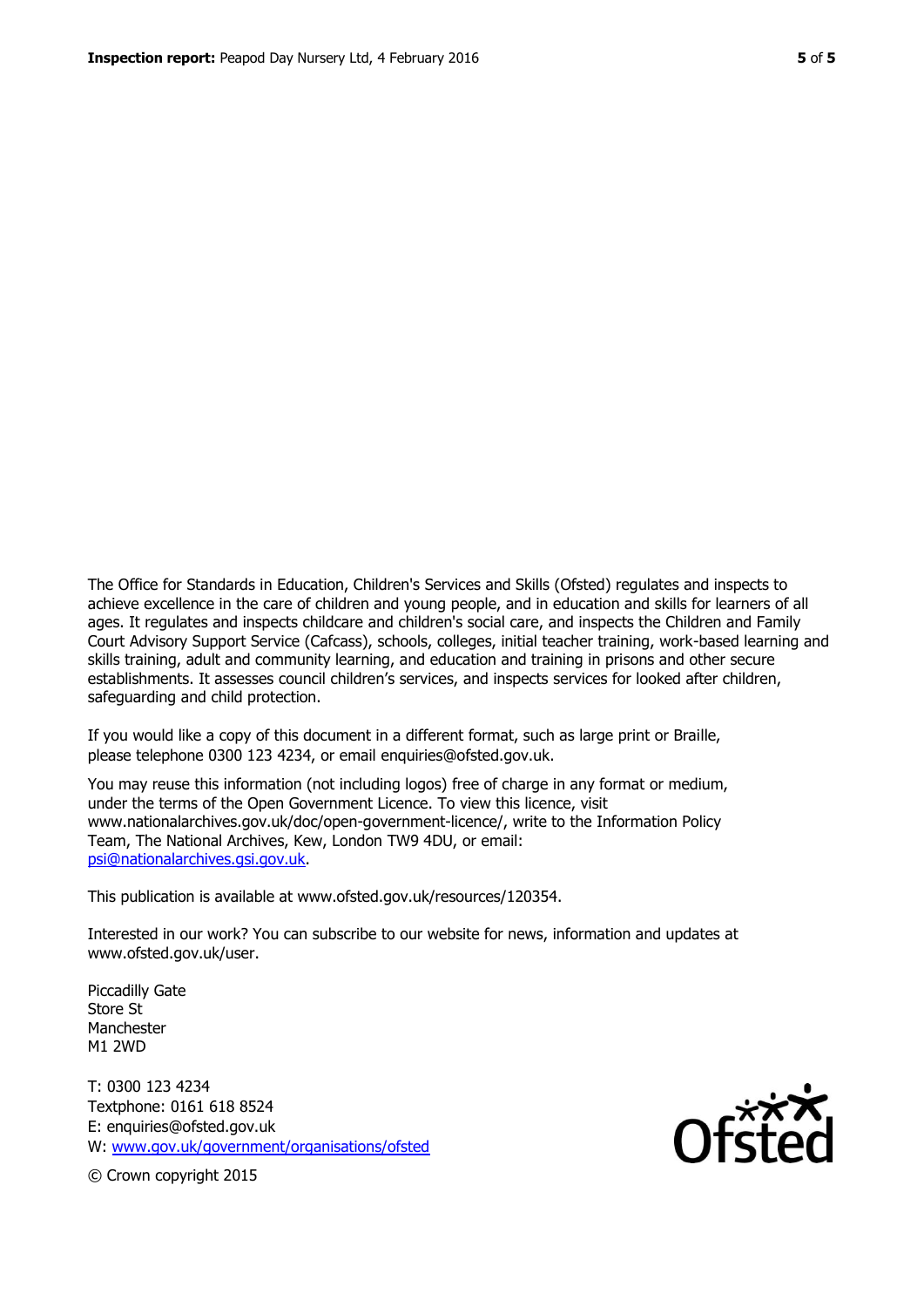The Office for Standards in Education, Children's Services and Skills (Ofsted) regulates and inspects to achieve excellence in the care of children and young people, and in education and skills for learners of all ages. It regulates and inspects childcare and children's social care, and inspects the Children and Family Court Advisory Support Service (Cafcass), schools, colleges, initial teacher training, work-based learning and skills training, adult and community learning, and education and training in prisons and other secure establishments. It assesses council children's services, and inspects services for looked after children, safeguarding and child protection.

If you would like a copy of this document in a different format, such as large print or Braille, please telephone 0300 123 4234, or email enquiries@ofsted.gov.uk.

You may reuse this information (not including logos) free of charge in any format or medium, under the terms of the Open Government Licence. To view this licence, visit www.nationalarchives.gov.uk/doc/open-government-licence/, write to the Information Policy Team, The National Archives, Kew, London TW9 4DU, or email: psi@nationalarchives.gsi.gov.uk.

This publication is available at www.ofsted.gov.uk/resources/120354.

Interested in our work? You can subscribe to our website for news, information and updates at www.ofsted.gov.uk/user.

Piccadilly Gate
Store St
Manchester
M1 2WD

T: 0300 123 4234
Textphone: 0161 618 8524
E: enquiries@ofsted.gov.uk
W: www.gov.uk/government/organisations/ofsted

© Crown copyright 2015